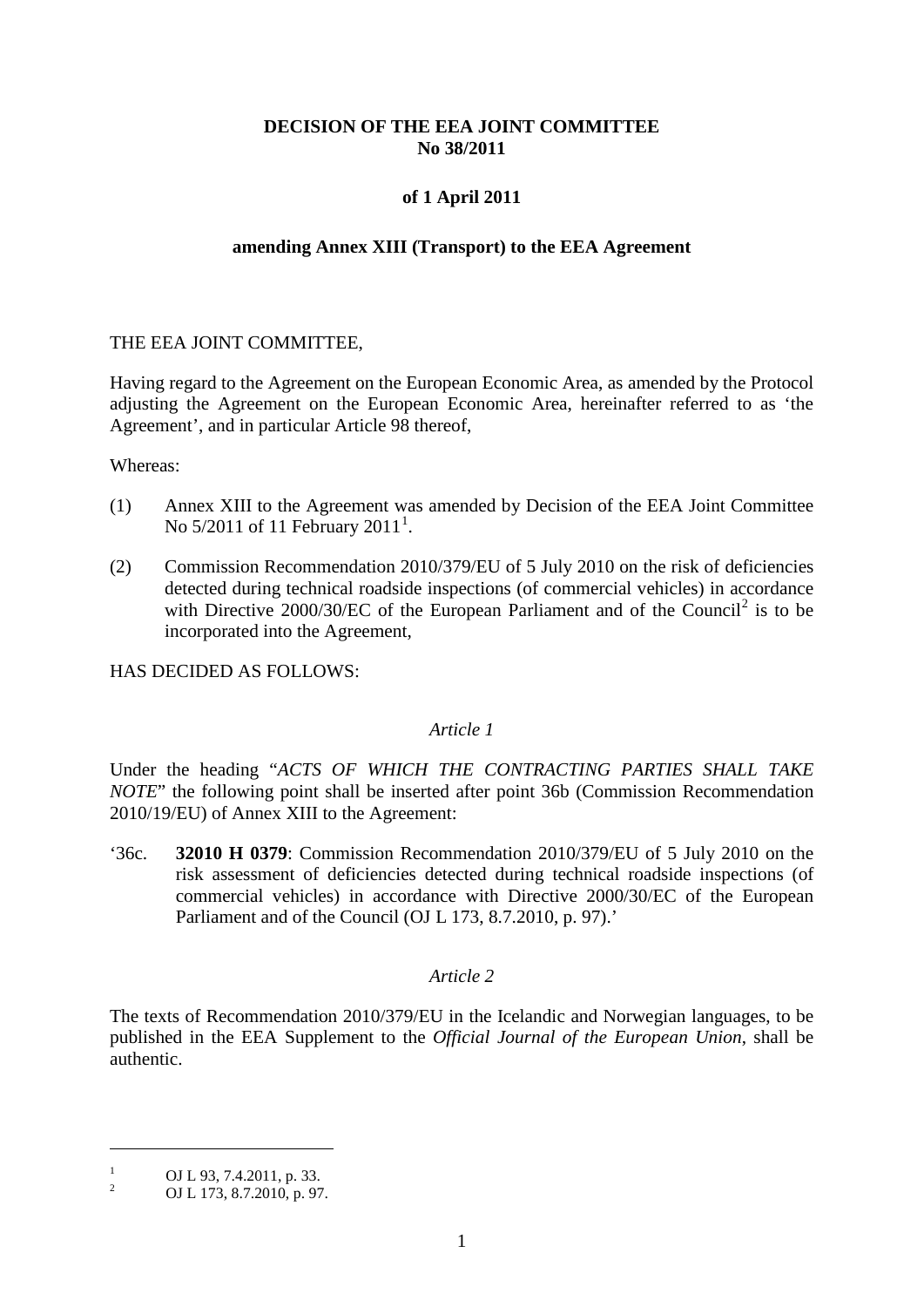**DECISION OF THE EEA JOINT COMMITTEE**
**No 38/2011**

**of 1 April 2011**

**amending Annex XIII (Transport) to the EEA Agreement**

THE EEA JOINT COMMITTEE,

Having regard to the Agreement on the European Economic Area, as amended by the Protocol adjusting the Agreement on the European Economic Area, hereinafter referred to as 'the Agreement', and in particular Article 98 thereof,

Whereas:

(1) Annex XIII to the Agreement was amended by Decision of the EEA Joint Committee No 5/2011 of 11 February 2011[1].

(2) Commission Recommendation 2010/379/EU of 5 July 2010 on the risk of deficiencies detected during technical roadside inspections (of commercial vehicles) in accordance with Directive 2000/30/EC of the European Parliament and of the Council[2] is to be incorporated into the Agreement,

HAS DECIDED AS FOLLOWS:

*Article 1*

Under the heading "*ACTS OF WHICH THE CONTRACTING PARTIES SHALL TAKE NOTE*" the following point shall be inserted after point 36b (Commission Recommendation 2010/19/EU) of Annex XIII to the Agreement:

'36c. **32010 H 0379**: Commission Recommendation 2010/379/EU of 5 July 2010 on the risk assessment of deficiencies detected during technical roadside inspections (of commercial vehicles) in accordance with Directive 2000/30/EC of the European Parliament and of the Council (OJ L 173, 8.7.2010, p. 97).'

*Article 2*

The texts of Recommendation 2010/379/EU in the Icelandic and Norwegian languages, to be published in the EEA Supplement to the *Official Journal of the European Union*, shall be authentic.

---

[1] OJ L 93, 7.4.2011, p. 33.

[2] OJ L 173, 8.7.2010, p. 97.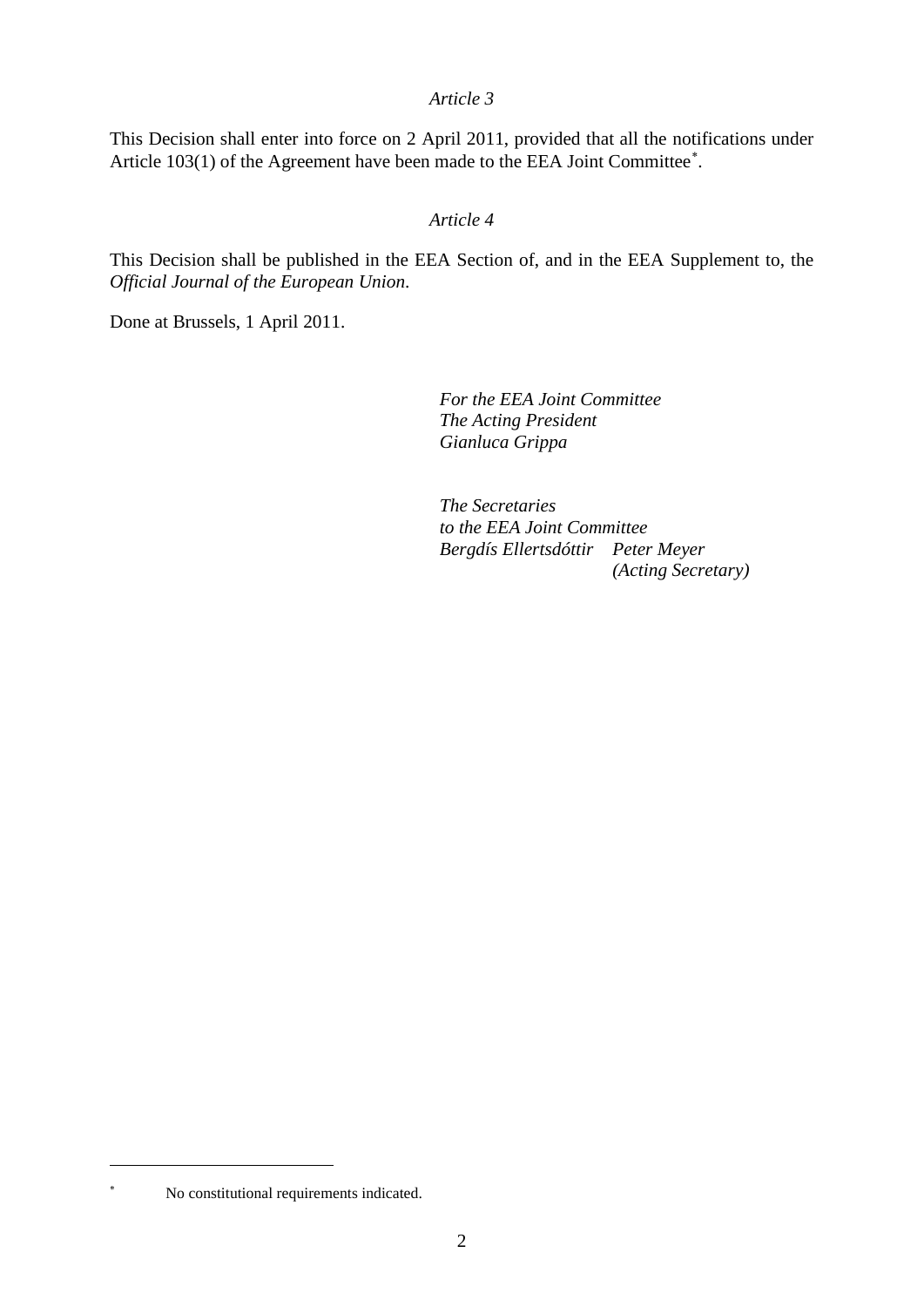*Article 3*

This Decision shall enter into force on 2 April 2011, provided that all the notifications under Article 103(1) of the Agreement have been made to the EEA Joint Committee[*].

*Article 4*

This Decision shall be published in the EEA Section of, and in the EEA Supplement to, the *Official Journal of the European Union*.

Done at Brussels, 1 April 2011.

*For the EEA Joint Committee*
*The Acting President*
*Gianluca Grippa*

*The Secretaries*
*to the EEA Joint Committee*
*Bergdís Ellertsdóttir* *Peter Meyer*
*(Acting Secretary)*

[*] No constitutional requirements indicated.